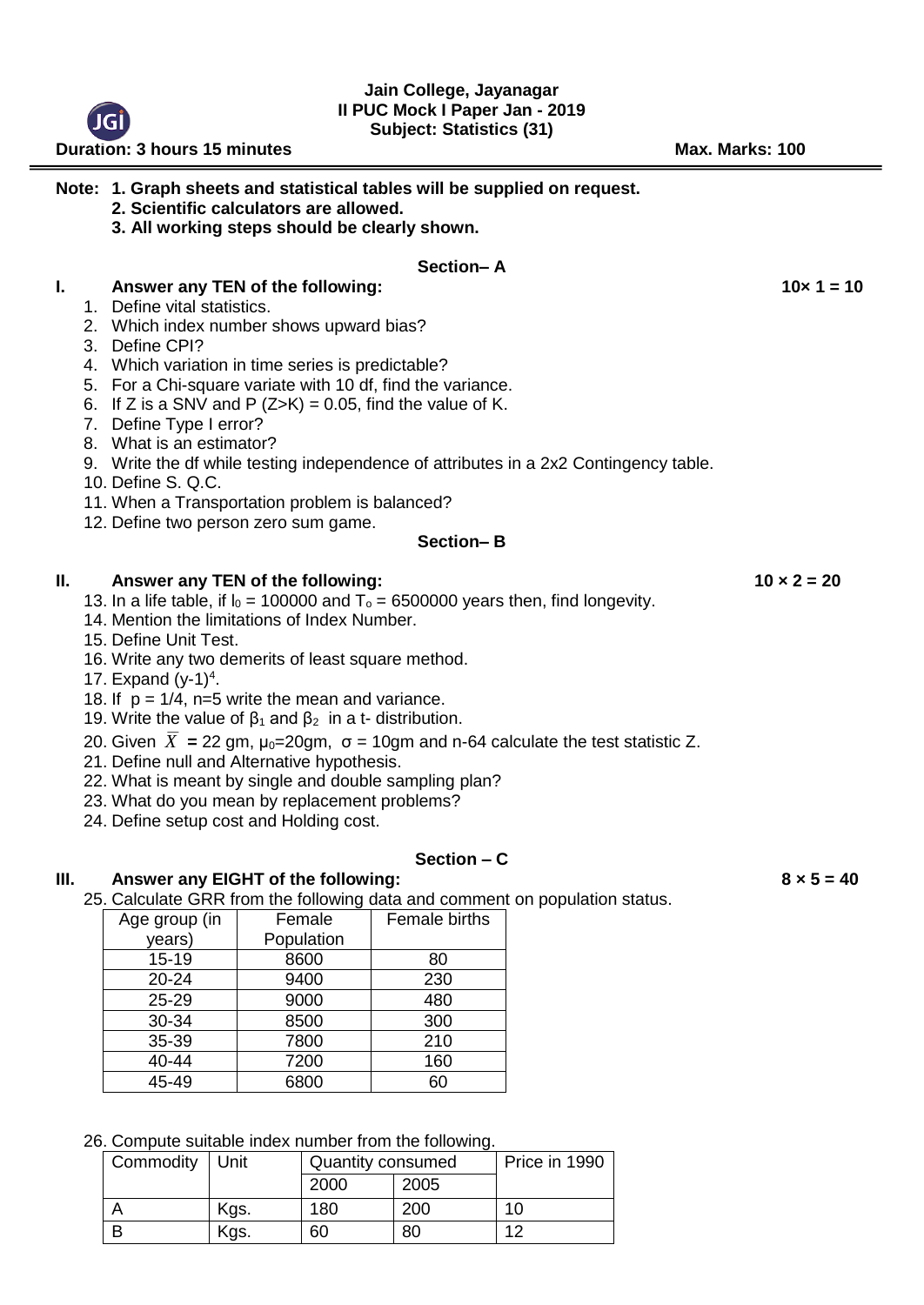**Jain College, Jayanagar**
**II PUC Mock I Paper Jan - 2019**
**Subject: Statistics (31)**

**Duration: 3 hours 15 minutes** **Max. Marks: 100**

**Note: 1. Graph sheets and statistical tables will be supplied on request.**
**2. Scientific calculators are allowed.**
**3. All working steps should be clearly shown.**

## Section– A

**I. Answer any TEN of the following: 10× 1 = 10**

1. Define vital statistics.
2. Which index number shows upward bias?
3. Define CPI?
4. Which variation in time series is predictable?
5. For a Chi-square variate with 10 df, find the variance.
6. If Z is a SNV and P (Z>K) = 0.05, find the value of K.
7. Define Type I error?
8. What is an estimator?
9. Write the df while testing independence of attributes in a 2x2 Contingency table.
10. Define S. Q.C.
11. When a Transportation problem is balanced?
12. Define two person zero sum game.

## Section– B

**II. Answer any TEN of the following: 10 × 2 = 20**

13. In a life table, if $l_0$ = 100000 and $T_o$ = 6500000 years then, find longevity.
14. Mention the limitations of Index Number.
15. Define Unit Test.
16. Write any two demerits of least square method.
17. Expand $(y-1)^4$.
18. If p = 1/4, n=5 write the mean and variance.
19. Write the value of $\beta_1$ and $\beta_2$ in a t- distribution.
20. Given $\overline{X}$ **=** 22 gm, $\mu_0$=20gm, σ = 10gm and n-64 calculate the test statistic Z.
21. Define null and Alternative hypothesis.
22. What is meant by single and double sampling plan?
23. What do you mean by replacement problems?
24. Define setup cost and Holding cost.

## Section – C

**III. Answer any EIGHT of the following: 8 × 5 = 40**

25. Calculate GRR from the following data and comment on population status.

| Age group (in years) | Female Population | Female births |
|---|---|---|
| 15-19 | 8600 | 80 |
| 20-24 | 9400 | 230 |
| 25-29 | 9000 | 480 |
| 30-34 | 8500 | 300 |
| 35-39 | 7800 | 210 |
| 40-44 | 7200 | 160 |
| 45-49 | 6800 | 60 |

26. Compute suitable index number from the following.

| Commodity | Unit | Quantity consumed | | Price in 1990 |
|---|---|---|---|---|
| | | 2000 | 2005 | |
| A | Kgs. | 180 | 200 | 10 |
| B | Kgs. | 60 | 80 | 12 |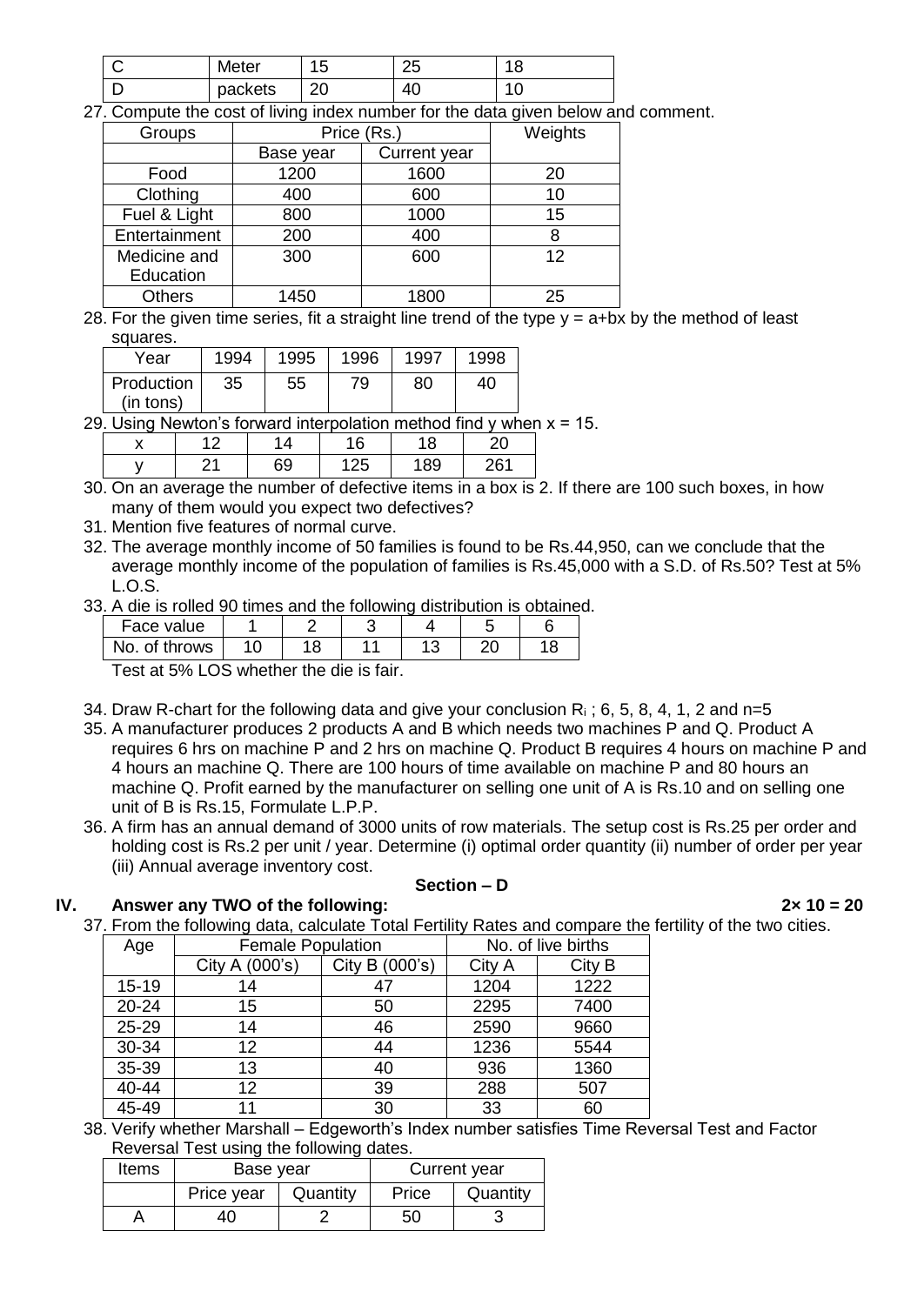| | | | | |
|---|---|---|---|---|
| C | Meter | 15 | 25 | 18 |
| D | packets | 20 | 40 | 10 |

27. Compute the cost of living index number for the data given below and comment.

| Groups | Price (Rs.) | | Weights |
|---|---|---|---|
| | Base year | Current year | |
| Food | 1200 | 1600 | 20 |
| Clothing | 400 | 600 | 10 |
| Fuel & Light | 800 | 1000 | 15 |
| Entertainment | 200 | 400 | 8 |
| Medicine and Education | 300 | 600 | 12 |
| Others | 1450 | 1800 | 25 |

28. For the given time series, fit a straight line trend of the type $y = a+bx$ by the method of least squares.

| Year | 1994 | 1995 | 1996 | 1997 | 1998 |
|---|---|---|---|---|---|
| Production (in tons) | 35 | 55 | 79 | 80 | 40 |

29. Using Newton's forward interpolation method find y when $x = 15$.

| | | | | | |
|---|---|---|---|---|---|
| x | 12 | 14 | 16 | 18 | 20 |
| y | 21 | 69 | 125 | 189 | 261 |

30. On an average the number of defective items in a box is 2. If there are 100 such boxes, in how many of them would you expect two defectives?
31. Mention five features of normal curve.
32. The average monthly income of 50 families is found to be Rs.44,950, can we conclude that the average monthly income of the population of families is Rs.45,000 with a S.D. of Rs.50? Test at 5% L.O.S.
33. A die is rolled 90 times and the following distribution is obtained.

| Face value | 1 | 2 | 3 | 4 | 5 | 6 |
|---|---|---|---|---|---|---|
| No. of throws | 10 | 18 | 11 | 13 | 20 | 18 |

Test at 5% LOS whether the die is fair.

34. Draw R-chart for the following data and give your conclusion $R_i$ ; 6, 5, 8, 4, 1, 2 and n=5
35. A manufacturer produces 2 products A and B which needs two machines P and Q. Product A requires 6 hrs on machine P and 2 hrs on machine Q. Product B requires 4 hours on machine P and 4 hours an machine Q. There are 100 hours of time available on machine P and 80 hours an machine Q. Profit earned by the manufacturer on selling one unit of A is Rs.10 and on selling one unit of B is Rs.15, Formulate L.P.P.
36. A firm has an annual demand of 3000 units of row materials. The setup cost is Rs.25 per order and holding cost is Rs.2 per unit / year. Determine (i) optimal order quantity (ii) number of order per year (iii) Annual average inventory cost.

## Section – D

**IV. Answer any TWO of the following: 2× 10 = 20**

37. From the following data, calculate Total Fertility Rates and compare the fertility of the two cities.

| Age | Female Population | | No. of live births | |
|---|---|---|---|---|
| | City A (000's) | City B (000's) | City A | City B |
| 15-19 | 14 | 47 | 1204 | 1222 |
| 20-24 | 15 | 50 | 2295 | 7400 |
| 25-29 | 14 | 46 | 2590 | 9660 |
| 30-34 | 12 | 44 | 1236 | 5544 |
| 35-39 | 13 | 40 | 936 | 1360 |
| 40-44 | 12 | 39 | 288 | 507 |
| 45-49 | 11 | 30 | 33 | 60 |

38. Verify whether Marshall – Edgeworth's Index number satisfies Time Reversal Test and Factor Reversal Test using the following dates.

| Items | Base year | | Current year | |
|---|---|---|---|---|
| | Price year | Quantity | Price | Quantity |
| A | 40 | 2 | 50 | 3 |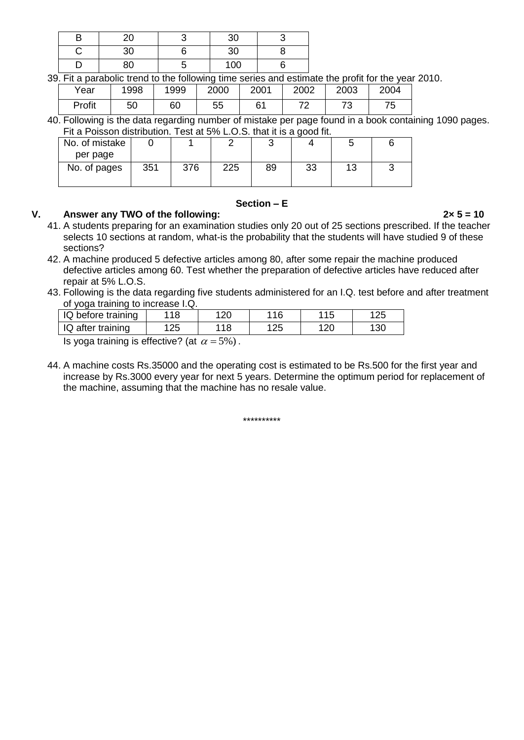| | | | | |
|---|---|---|---|---|
| B | 20 | 3 | 30 | 3 |
| C | 30 | 6 | 30 | 8 |
| D | 80 | 5 | 100 | 6 |

39. Fit a parabolic trend to the following time series and estimate the profit for the year 2010.

| Year | 1998 | 1999 | 2000 | 2001 | 2002 | 2003 | 2004 |
|---|---|---|---|---|---|---|---|
| Profit | 50 | 60 | 55 | 61 | 72 | 73 | 75 |

40. Following is the data regarding number of mistake per page found in a book containing 1090 pages. Fit a Poisson distribution. Test at 5% L.O.S. that it is a good fit.

| No. of mistake per page | 0 | 1 | 2 | 3 | 4 | 5 | 6 |
|---|---|---|---|---|---|---|---|
| No. of pages | 351 | 376 | 225 | 89 | 33 | 13 | 3 |

## Section – E

**V. Answer any TWO of the following: 2× 5 = 10**

41. A students preparing for an examination studies only 20 out of 25 sections prescribed. If the teacher selects 10 sections at random, what-is the probability that the students will have studied 9 of these sections?
42. A machine produced 5 defective articles among 80, after some repair the machine produced defective articles among 60. Test whether the preparation of defective articles have reduced after repair at 5% L.O.S.
43. Following is the data regarding five students administered for an I.Q. test before and after treatment of yoga training to increase I.Q.

| IQ before training | 118 | 120 | 116 | 115 | 125 |
|---|---|---|---|---|---|
| IQ after training | 125 | 118 | 125 | 120 | 130 |

Is yoga training is effective? (at $\alpha = 5\%$) .

44. A machine costs Rs.35000 and the operating cost is estimated to be Rs.500 for the first year and increase by Rs.3000 every year for next 5 years. Determine the optimum period for replacement of the machine, assuming that the machine has no resale value.

**********